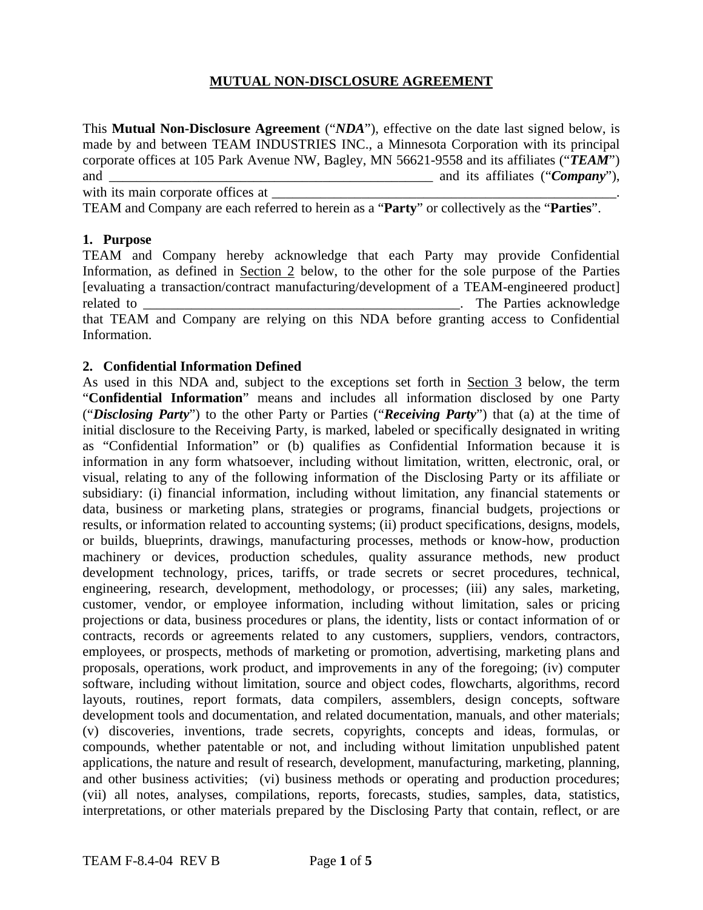# MUTUAL NON-DISCLOSURE AGREEMENT

This **Mutual Non-Disclosure Agreement** ("***NDA***"), effective on the date last signed below, is made by and between TEAM INDUSTRIES INC., a Minnesota Corporation with its principal corporate offices at 105 Park Avenue NW, Bagley, MN 56621-9558 and its affiliates ("***TEAM***") and __________________________________________________ and its affiliates ("***Company***"), with its main corporate offices at ____________________________________________________. TEAM and Company are each referred to herein as a "**Party**" or collectively as the "**Parties**".

## 1. Purpose

TEAM and Company hereby acknowledge that each Party may provide Confidential Information, as defined in Section 2 below, to the other for the sole purpose of the Parties [evaluating a transaction/contract manufacturing/development of a TEAM-engineered product] related to ________________________________________________. The Parties acknowledge that TEAM and Company are relying on this NDA before granting access to Confidential Information.

## 2. Confidential Information Defined

As used in this NDA and, subject to the exceptions set forth in Section 3 below, the term "**Confidential Information**" means and includes all information disclosed by one Party ("***Disclosing Party***") to the other Party or Parties ("***Receiving Party***") that (a) at the time of initial disclosure to the Receiving Party, is marked, labeled or specifically designated in writing as "Confidential Information" or (b) qualifies as Confidential Information because it is information in any form whatsoever, including without limitation, written, electronic, oral, or visual, relating to any of the following information of the Disclosing Party or its affiliate or subsidiary: (i) financial information, including without limitation, any financial statements or data, business or marketing plans, strategies or programs, financial budgets, projections or results, or information related to accounting systems; (ii) product specifications, designs, models, or builds, blueprints, drawings, manufacturing processes, methods or know-how, production machinery or devices, production schedules, quality assurance methods, new product development technology, prices, tariffs, or trade secrets or secret procedures, technical, engineering, research, development, methodology, or processes; (iii) any sales, marketing, customer, vendor, or employee information, including without limitation, sales or pricing projections or data, business procedures or plans, the identity, lists or contact information of or contracts, records or agreements related to any customers, suppliers, vendors, contractors, employees, or prospects, methods of marketing or promotion, advertising, marketing plans and proposals, operations, work product, and improvements in any of the foregoing; (iv) computer software, including without limitation, source and object codes, flowcharts, algorithms, record layouts, routines, report formats, data compilers, assemblers, design concepts, software development tools and documentation, and related documentation, manuals, and other materials; (v) discoveries, inventions, trade secrets, copyrights, concepts and ideas, formulas, or compounds, whether patentable or not, and including without limitation unpublished patent applications, the nature and result of research, development, manufacturing, marketing, planning, and other business activities; (vi) business methods or operating and production procedures; (vii) all notes, analyses, compilations, reports, forecasts, studies, samples, data, statistics, interpretations, or other materials prepared by the Disclosing Party that contain, reflect, or are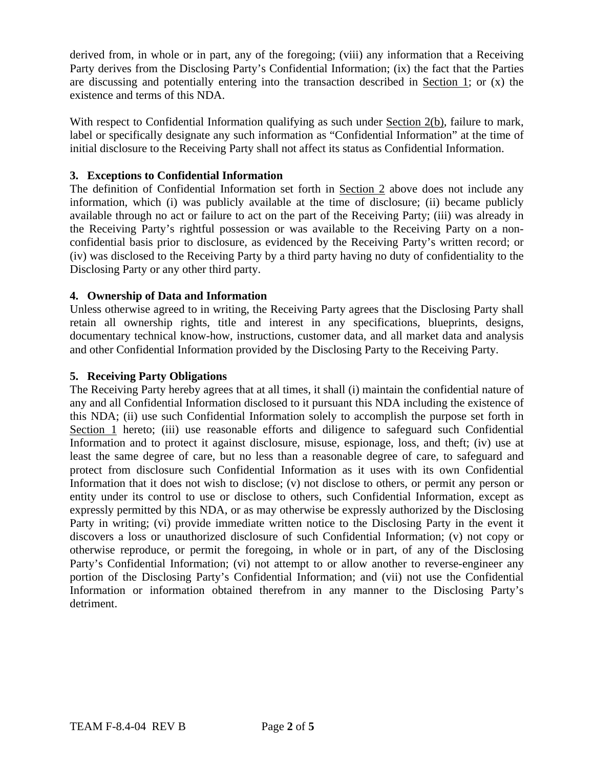derived from, in whole or in part, any of the foregoing; (viii) any information that a Receiving Party derives from the Disclosing Party's Confidential Information; (ix) the fact that the Parties are discussing and potentially entering into the transaction described in Section 1; or (x) the existence and terms of this NDA.

With respect to Confidential Information qualifying as such under Section 2(b), failure to mark, label or specifically designate any such information as "Confidential Information" at the time of initial disclosure to the Receiving Party shall not affect its status as Confidential Information.

### 3. Exceptions to Confidential Information

The definition of Confidential Information set forth in Section 2 above does not include any information, which (i) was publicly available at the time of disclosure; (ii) became publicly available through no act or failure to act on the part of the Receiving Party; (iii) was already in the Receiving Party's rightful possession or was available to the Receiving Party on a non-confidential basis prior to disclosure, as evidenced by the Receiving Party's written record; or (iv) was disclosed to the Receiving Party by a third party having no duty of confidentiality to the Disclosing Party or any other third party.

### 4. Ownership of Data and Information

Unless otherwise agreed to in writing, the Receiving Party agrees that the Disclosing Party shall retain all ownership rights, title and interest in any specifications, blueprints, designs, documentary technical know-how, instructions, customer data, and all market data and analysis and other Confidential Information provided by the Disclosing Party to the Receiving Party.

### 5. Receiving Party Obligations

The Receiving Party hereby agrees that at all times, it shall (i) maintain the confidential nature of any and all Confidential Information disclosed to it pursuant this NDA including the existence of this NDA; (ii) use such Confidential Information solely to accomplish the purpose set forth in Section 1 hereto; (iii) use reasonable efforts and diligence to safeguard such Confidential Information and to protect it against disclosure, misuse, espionage, loss, and theft; (iv) use at least the same degree of care, but no less than a reasonable degree of care, to safeguard and protect from disclosure such Confidential Information as it uses with its own Confidential Information that it does not wish to disclose; (v) not disclose to others, or permit any person or entity under its control to use or disclose to others, such Confidential Information, except as expressly permitted by this NDA, or as may otherwise be expressly authorized by the Disclosing Party in writing; (vi) provide immediate written notice to the Disclosing Party in the event it discovers a loss or unauthorized disclosure of such Confidential Information; (v) not copy or otherwise reproduce, or permit the foregoing, in whole or in part, of any of the Disclosing Party's Confidential Information; (vi) not attempt to or allow another to reverse-engineer any portion of the Disclosing Party's Confidential Information; and (vii) not use the Confidential Information or information obtained therefrom in any manner to the Disclosing Party's detriment.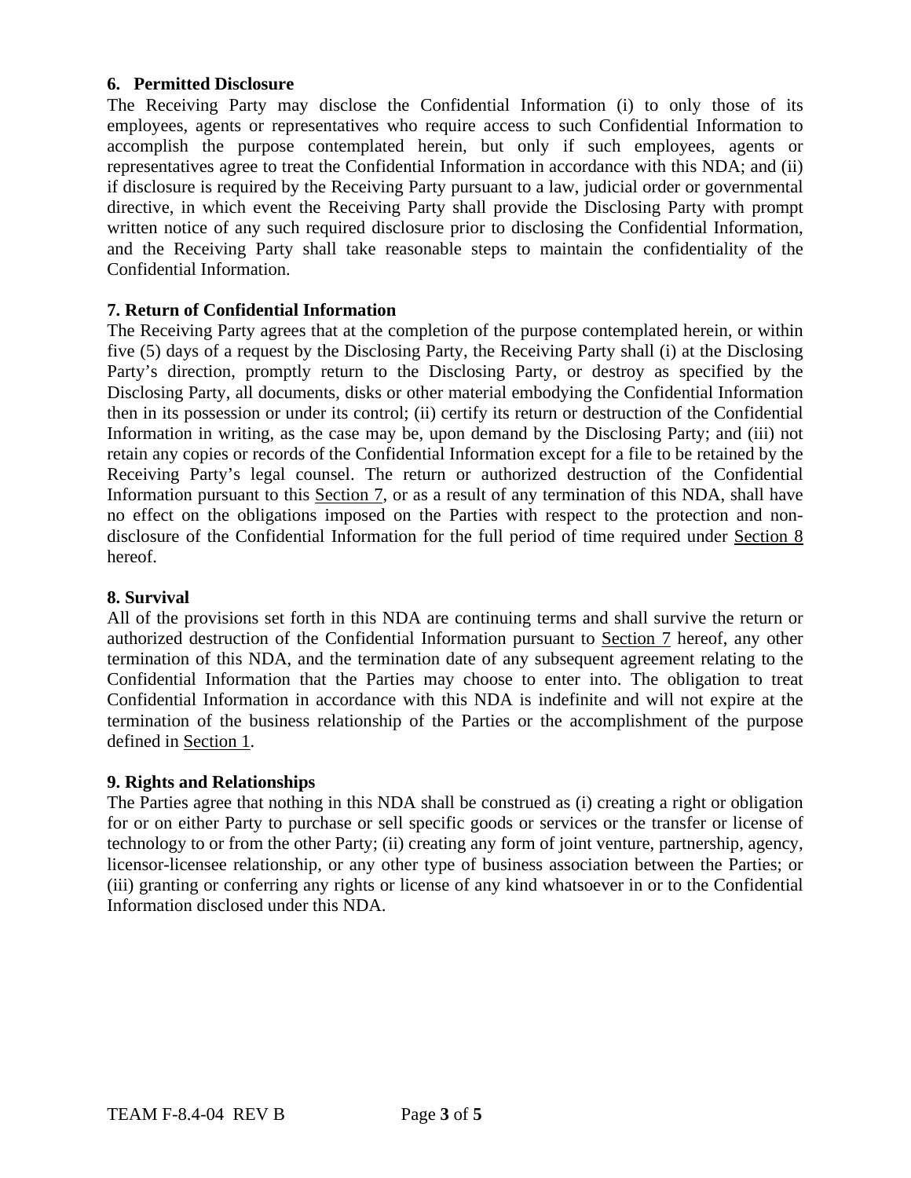**6. Permitted Disclosure**

The Receiving Party may disclose the Confidential Information (i) to only those of its employees, agents or representatives who require access to such Confidential Information to accomplish the purpose contemplated herein, but only if such employees, agents or representatives agree to treat the Confidential Information in accordance with this NDA; and (ii) if disclosure is required by the Receiving Party pursuant to a law, judicial order or governmental directive, in which event the Receiving Party shall provide the Disclosing Party with prompt written notice of any such required disclosure prior to disclosing the Confidential Information, and the Receiving Party shall take reasonable steps to maintain the confidentiality of the Confidential Information.

**7. Return of Confidential Information**

The Receiving Party agrees that at the completion of the purpose contemplated herein, or within five (5) days of a request by the Disclosing Party, the Receiving Party shall (i) at the Disclosing Party's direction, promptly return to the Disclosing Party, or destroy as specified by the Disclosing Party, all documents, disks or other material embodying the Confidential Information then in its possession or under its control; (ii) certify its return or destruction of the Confidential Information in writing, as the case may be, upon demand by the Disclosing Party; and (iii) not retain any copies or records of the Confidential Information except for a file to be retained by the Receiving Party's legal counsel. The return or authorized destruction of the Confidential Information pursuant to this Section 7, or as a result of any termination of this NDA, shall have no effect on the obligations imposed on the Parties with respect to the protection and non-disclosure of the Confidential Information for the full period of time required under Section 8 hereof.

**8. Survival**

All of the provisions set forth in this NDA are continuing terms and shall survive the return or authorized destruction of the Confidential Information pursuant to Section 7 hereof, any other termination of this NDA, and the termination date of any subsequent agreement relating to the Confidential Information that the Parties may choose to enter into. The obligation to treat Confidential Information in accordance with this NDA is indefinite and will not expire at the termination of the business relationship of the Parties or the accomplishment of the purpose defined in Section 1.

**9. Rights and Relationships**

The Parties agree that nothing in this NDA shall be construed as (i) creating a right or obligation for or on either Party to purchase or sell specific goods or services or the transfer or license of technology to or from the other Party; (ii) creating any form of joint venture, partnership, agency, licensor-licensee relationship, or any other type of business association between the Parties; or (iii) granting or conferring any rights or license of any kind whatsoever in or to the Confidential Information disclosed under this NDA.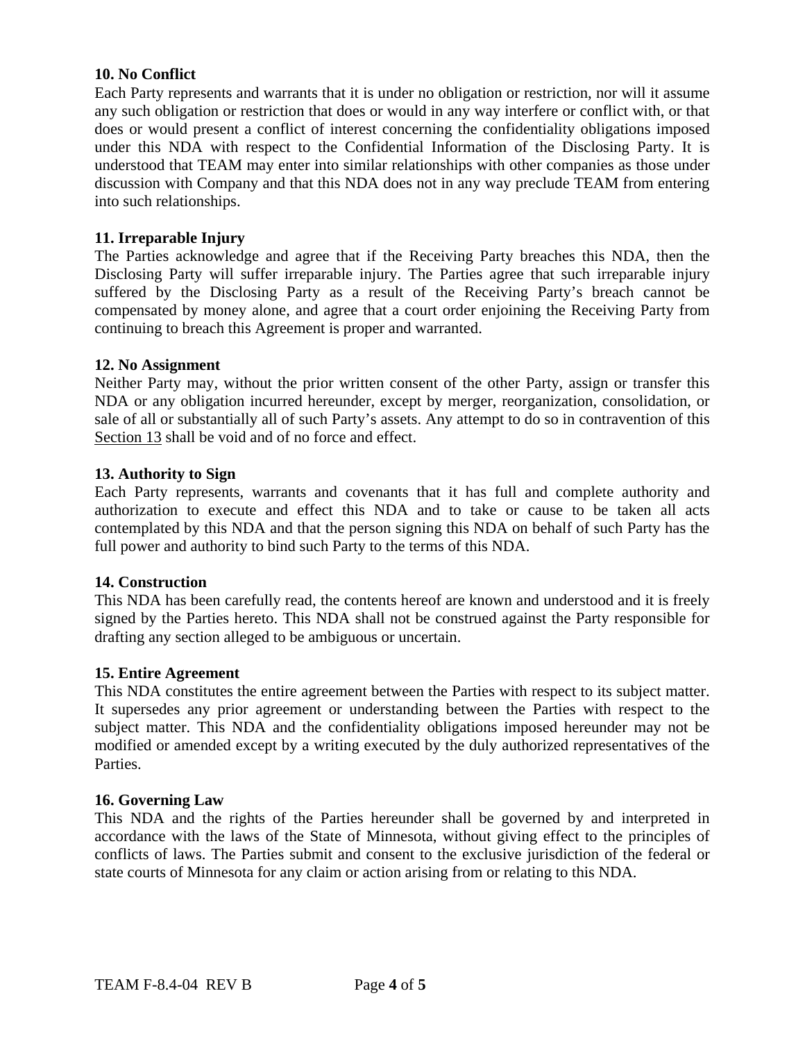**10. No Conflict**

Each Party represents and warrants that it is under no obligation or restriction, nor will it assume any such obligation or restriction that does or would in any way interfere or conflict with, or that does or would present a conflict of interest concerning the confidentiality obligations imposed under this NDA with respect to the Confidential Information of the Disclosing Party. It is understood that TEAM may enter into similar relationships with other companies as those under discussion with Company and that this NDA does not in any way preclude TEAM from entering into such relationships.

**11. Irreparable Injury**

The Parties acknowledge and agree that if the Receiving Party breaches this NDA, then the Disclosing Party will suffer irreparable injury. The Parties agree that such irreparable injury suffered by the Disclosing Party as a result of the Receiving Party's breach cannot be compensated by money alone, and agree that a court order enjoining the Receiving Party from continuing to breach this Agreement is proper and warranted.

**12. No Assignment**

Neither Party may, without the prior written consent of the other Party, assign or transfer this NDA or any obligation incurred hereunder, except by merger, reorganization, consolidation, or sale of all or substantially all of such Party's assets. Any attempt to do so in contravention of this Section 13 shall be void and of no force and effect.

**13. Authority to Sign**

Each Party represents, warrants and covenants that it has full and complete authority and authorization to execute and effect this NDA and to take or cause to be taken all acts contemplated by this NDA and that the person signing this NDA on behalf of such Party has the full power and authority to bind such Party to the terms of this NDA.

**14. Construction**

This NDA has been carefully read, the contents hereof are known and understood and it is freely signed by the Parties hereto. This NDA shall not be construed against the Party responsible for drafting any section alleged to be ambiguous or uncertain.

**15. Entire Agreement**

This NDA constitutes the entire agreement between the Parties with respect to its subject matter. It supersedes any prior agreement or understanding between the Parties with respect to the subject matter. This NDA and the confidentiality obligations imposed hereunder may not be modified or amended except by a writing executed by the duly authorized representatives of the Parties.

**16. Governing Law**

This NDA and the rights of the Parties hereunder shall be governed by and interpreted in accordance with the laws of the State of Minnesota, without giving effect to the principles of conflicts of laws. The Parties submit and consent to the exclusive jurisdiction of the federal or state courts of Minnesota for any claim or action arising from or relating to this NDA.

TEAM F-8.4-04 REV B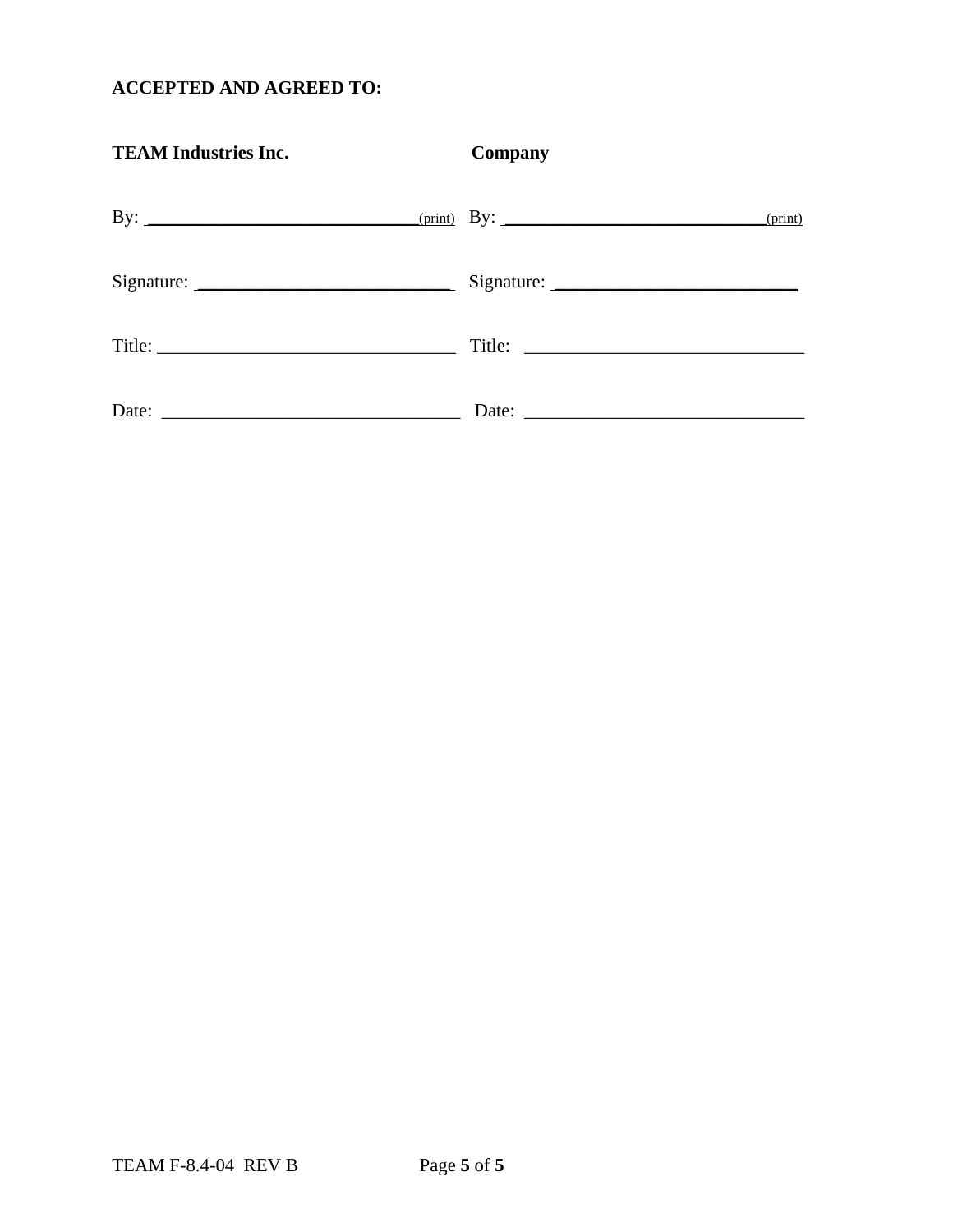**ACCEPTED AND AGREED TO:**

| **TEAM Industries Inc.** | **Company** |
|---|---|
| By: ______________________________(print) | By: ______________________________(print) |
| Signature: ____________________________ | Signature: ____________________________ |
| Title: _________________________________ | Title: ______________________________ |
| Date: _________________________________ | Date: ______________________________ |

TEAM F-8.4-04 REV B